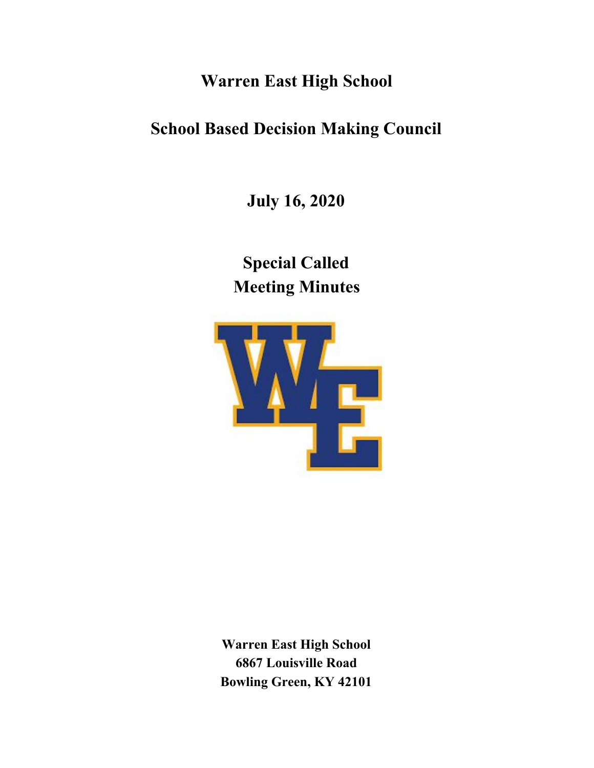# Warren East High School

# School Based Decision Making Council

## July 16, 2020

## Special Called Meeting Minutes

**Warren East High School**
**6867 Louisville Road**
**Bowling Green, KY 42101**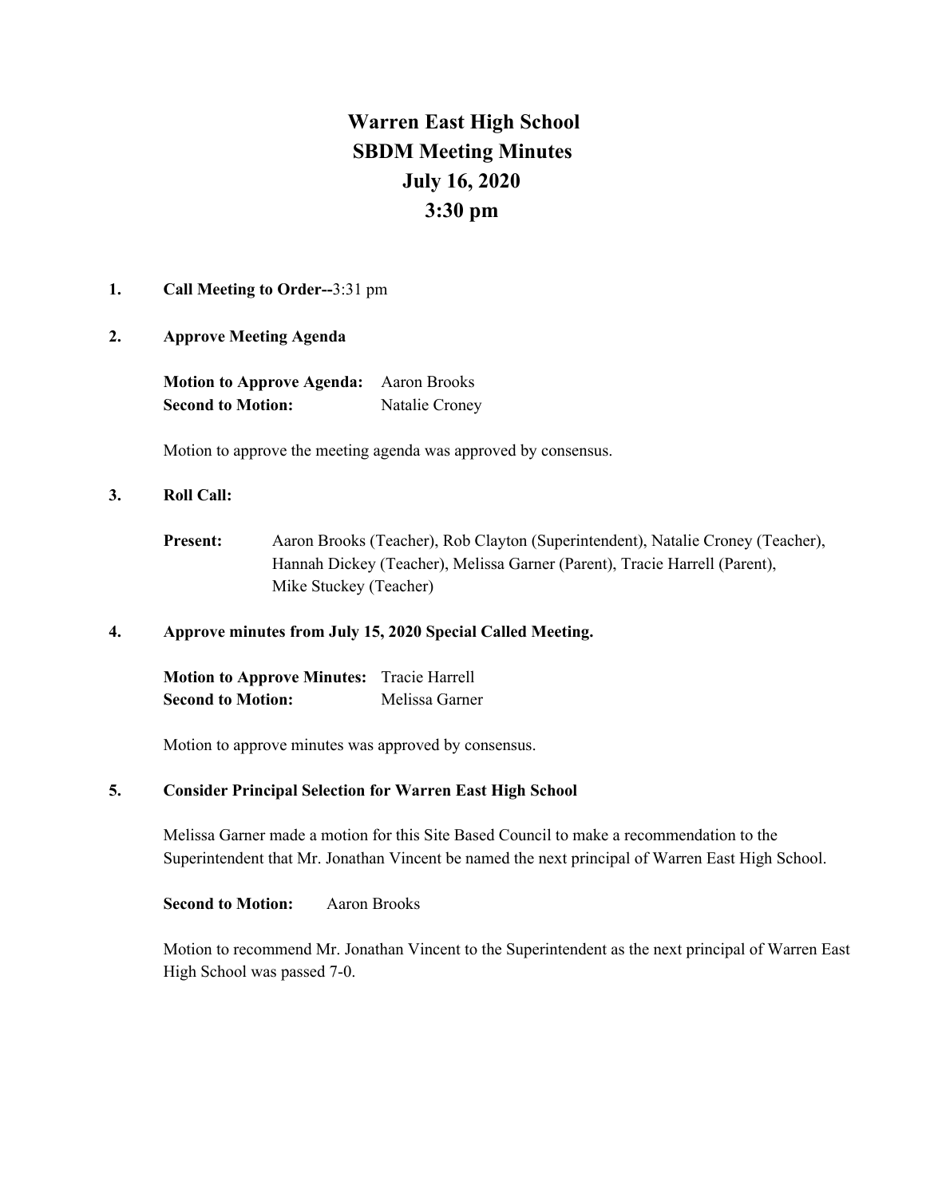# Warren East High School
## SBDM Meeting Minutes
## July 16, 2020
## 3:30 pm

1. **Call Meeting to Order--**3:31 pm

2. **Approve Meeting Agenda**

   **Motion to Approve Agenda:** Aaron Brooks
   **Second to Motion:** Natalie Croney

   Motion to approve the meeting agenda was approved by consensus.

3. **Roll Call:**

   **Present:** Aaron Brooks (Teacher), Rob Clayton (Superintendent), Natalie Croney (Teacher), Hannah Dickey (Teacher), Melissa Garner (Parent), Tracie Harrell (Parent), Mike Stuckey (Teacher)

4. **Approve minutes from July 15, 2020 Special Called Meeting.**

   **Motion to Approve Minutes:** Tracie Harrell
   **Second to Motion:** Melissa Garner

   Motion to approve minutes was approved by consensus.

5. **Consider Principal Selection for Warren East High School**

   Melissa Garner made a motion for this Site Based Council to make a recommendation to the Superintendent that Mr. Jonathan Vincent be named the next principal of Warren East High School.

   **Second to Motion:** Aaron Brooks

   Motion to recommend Mr. Jonathan Vincent to the Superintendent as the next principal of Warren East High School was passed 7-0.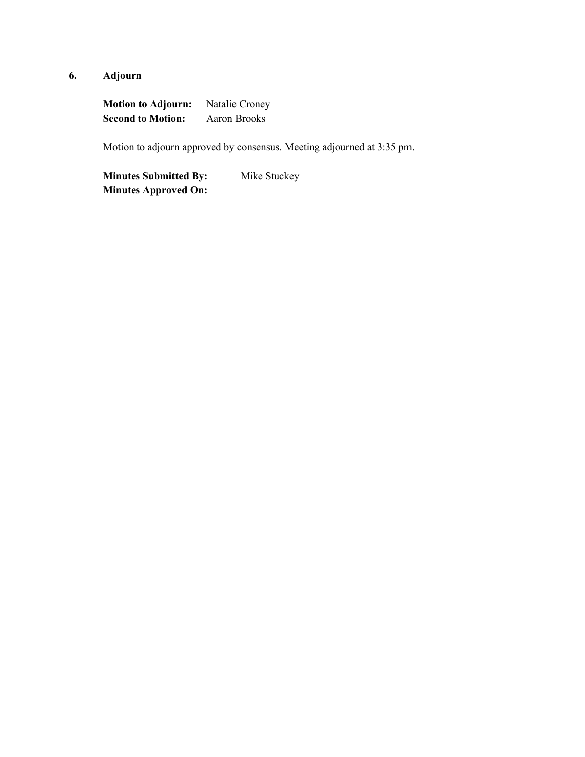## 6. Adjourn

**Motion to Adjourn:** Natalie Croney
**Second to Motion:** Aaron Brooks

Motion to adjourn approved by consensus. Meeting adjourned at 3:35 pm.

**Minutes Submitted By:** Mike Stuckey
**Minutes Approved On:**